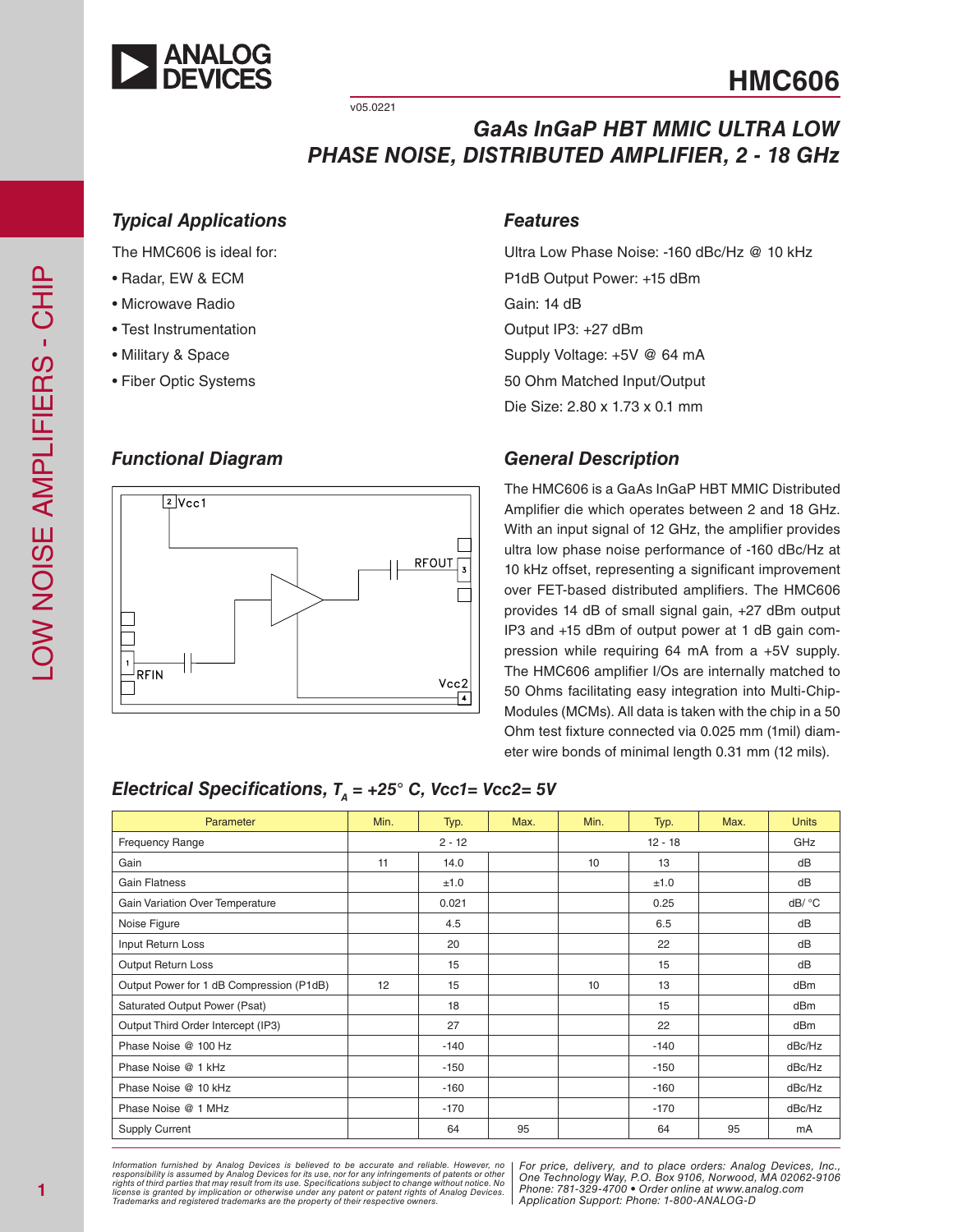# HMC606

v05.0221

## GaAs InGaP HBT MMIC ULTRA LOW PHASE NOISE, DISTRIBUTED AMPLIFIER, 2 - 18 GHz

### Typical Applications

The HMC606 is ideal for:

- Radar, EW & ECM
- Microwave Radio
- Test Instrumentation
- Military & Space
- Fiber Optic Systems

### Features

Ultra Low Phase Noise: -160 dBc/Hz @ 10 kHz

P1dB Output Power: +15 dBm

Gain: 14 dB

Output IP3: +27 dBm

Supply Voltage: +5V @ 64 mA

50 Ohm Matched Input/Output

Die Size: 2.80 x 1.73 x 0.1 mm

### Functional Diagram

2 Vcc1

RFOUT 3

1 RFIN

Vcc2 4

### General Description

The HMC606 is a GaAs InGaP HBT MMIC Distributed Amplifier die which operates between 2 and 18 GHz. With an input signal of 12 GHz, the amplifier provides ultra low phase noise performance of -160 dBc/Hz at 10 kHz offset, representing a significant improvement over FET-based distributed amplifiers. The HMC606 provides 14 dB of small signal gain, +27 dBm output IP3 and +15 dBm of output power at 1 dB gain compression while requiring 64 mA from a +5V supply. The HMC606 amplifier I/Os are internally matched to 50 Ohms facilitating easy integration into Multi-Chip-Modules (MCMs). All data is taken with the chip in a 50 Ohm test fixture connected via 0.025 mm (1mil) diameter wire bonds of minimal length 0.31 mm (12 mils).

### Electrical Specifications, $T_A$ = +25° C, Vcc1= Vcc2= 5V

| Parameter | Min. | Typ. | Max. | Min. | Typ. | Max. | Units |
|---|---|---|---|---|---|---|---|
| Frequency Range | | 2 - 12 | | | 12 - 18 | | GHz |
| Gain | 11 | 14.0 | | 10 | 13 | | dB |
| Gain Flatness | | ±1.0 | | | ±1.0 | | dB |
| Gain Variation Over Temperature | | 0.021 | | | 0.25 | | dB/ °C |
| Noise Figure | | 4.5 | | | 6.5 | | dB |
| Input Return Loss | | 20 | | | 22 | | dB |
| Output Return Loss | | 15 | | | 15 | | dB |
| Output Power for 1 dB Compression (P1dB) | 12 | 15 | | 10 | 13 | | dBm |
| Saturated Output Power (Psat) | | 18 | | | 15 | | dBm |
| Output Third Order Intercept (IP3) | | 27 | | | 22 | | dBm |
| Phase Noise @ 100 Hz | | -140 | | | -140 | | dBc/Hz |
| Phase Noise @ 1 kHz | | -150 | | | -150 | | dBc/Hz |
| Phase Noise @ 10 kHz | | -160 | | | -160 | | dBc/Hz |
| Phase Noise @ 1 MHz | | -170 | | | -170 | | dBc/Hz |
| Supply Current | | 64 | 95 | | 64 | 95 | mA |

*Information furnished by Analog Devices is believed to be accurate and reliable. However, no responsibility is assumed by Analog Devices for its use, nor for any infringements of patents or other rights of third parties that may result from its use. Specifications subject to change without notice. No license is granted by implication or otherwise under any patent or patent rights of Analog Devices. Trademarks and registered trademarks are the property of their respective owners.*

*For price, delivery, and to place orders: Analog Devices, Inc., One Technology Way, P.O. Box 9106, Norwood, MA 02062-9106 Phone: 781-329-4700 • Order online at www.analog.com Application Support: Phone: 1-800-ANALOG-D*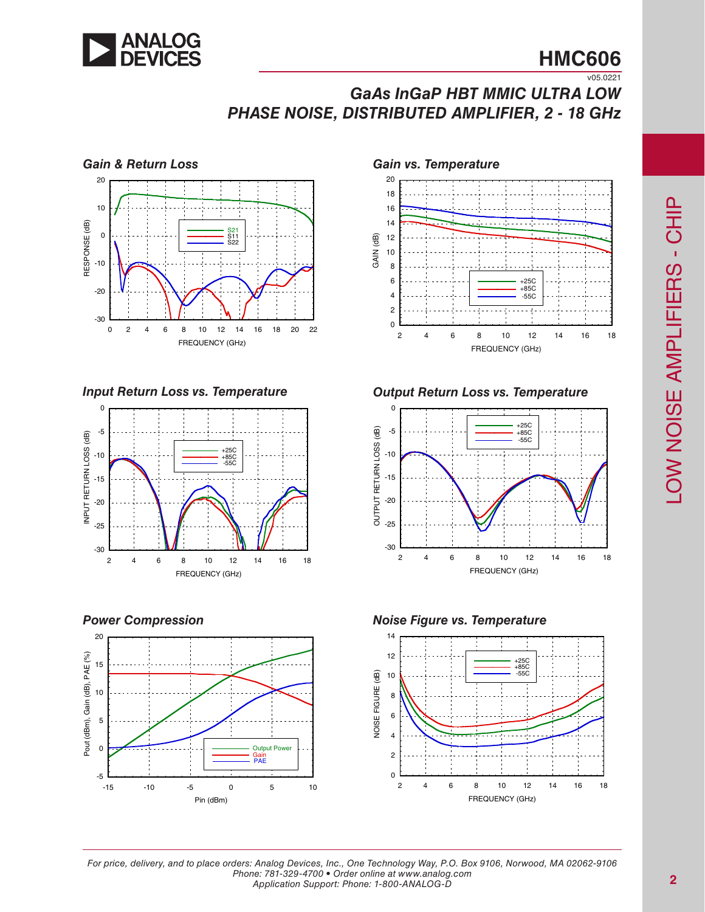### Gain & Return Loss

### Gain vs. Temperature

### Input Return Loss vs. Temperature

### Output Return Loss vs. Temperature

### Power Compression

### Noise Figure vs. Temperature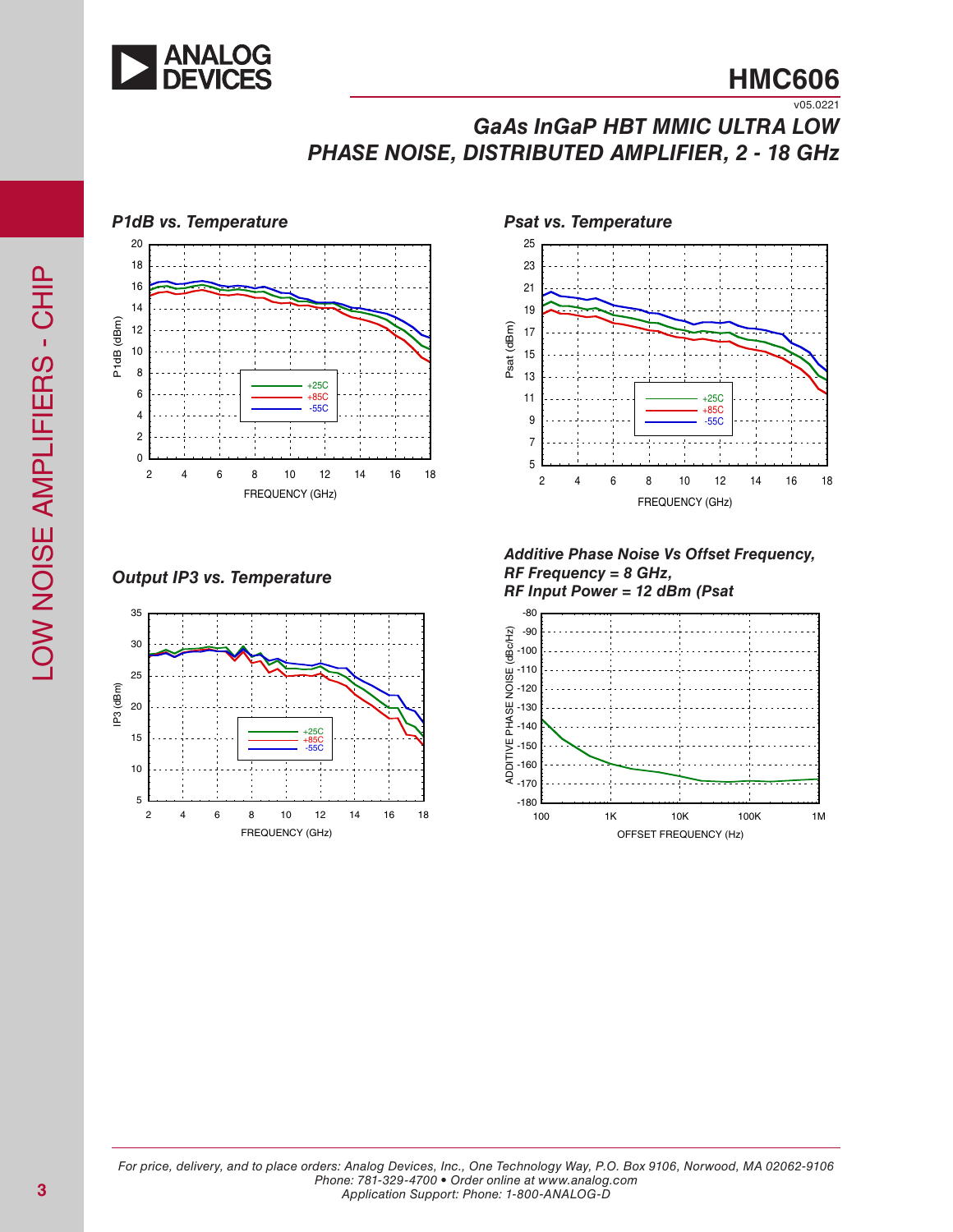### P1dB vs. Temperature

### Psat vs. Temperature

### Output IP3 vs. Temperature

### Additive Phase Noise Vs Offset Frequency, RF Frequency = 8 GHz, RF Input Power = 12 dBm (Psat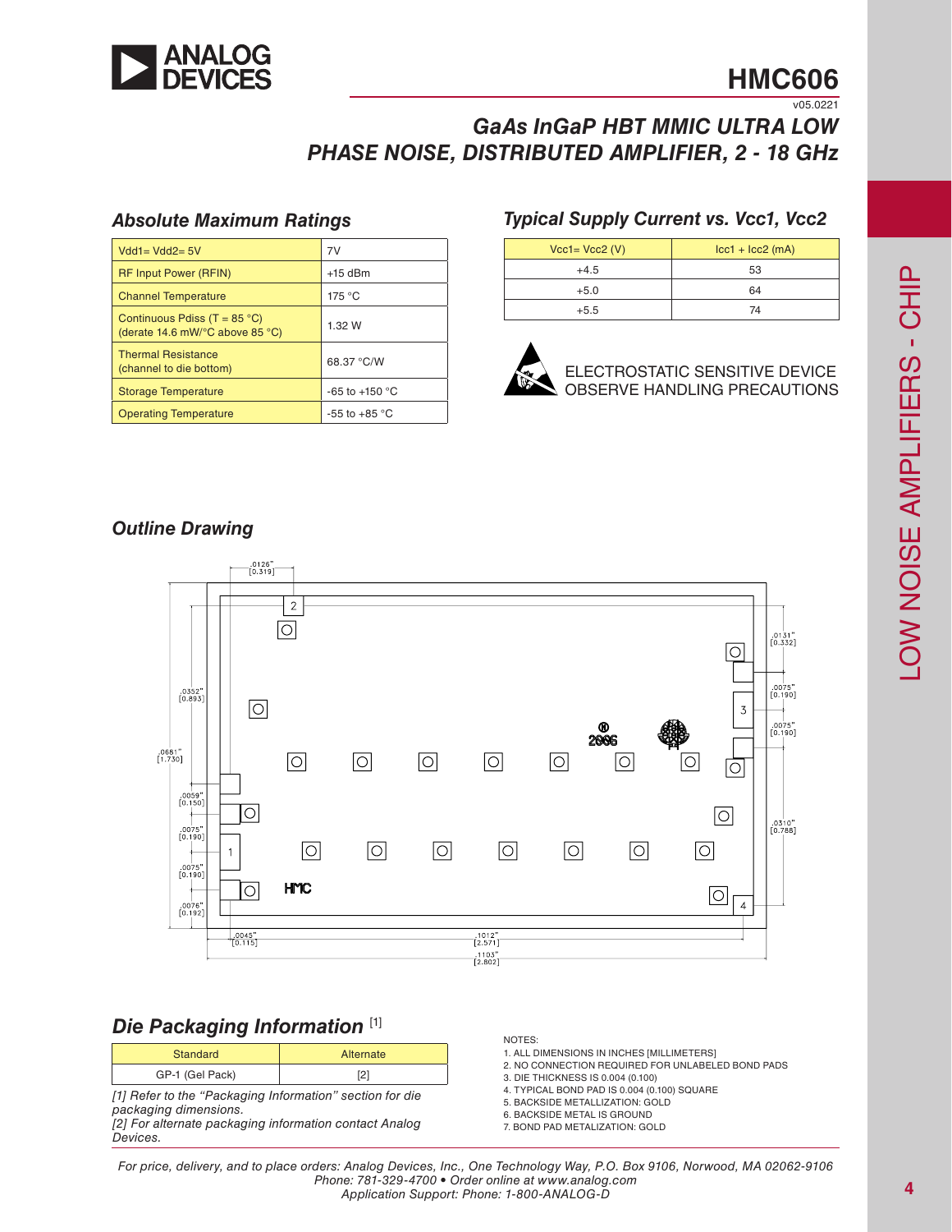# HMC606

v05.0221

## GaAs InGaP HBT MMIC ULTRA LOW PHASE NOISE, DISTRIBUTED AMPLIFIER, 2 - 18 GHz

### Absolute Maximum Ratings

| | |
|---|---|
| Vdd1= Vdd2= 5V | 7V |
| RF Input Power (RFIN) | +15 dBm |
| Channel Temperature | 175 °C |
| Continuous Pdiss (T = 85 °C) (derate 14.6 mW/°C above 85 °C) | 1.32 W |
| Thermal Resistance (channel to die bottom) | 68.37 °C/W |
| Storage Temperature | -65 to +150 °C |
| Operating Temperature | -55 to +85 °C |

### Typical Supply Current vs. Vcc1, Vcc2

| Vcc1= Vcc2 (V) | Icc1 + Icc2 (mA) |
|---|---|
| +4.5 | 53 |
| +5.0 | 64 |
| +5.5 | 74 |

ELECTROSTATIC SENSITIVE DEVICE
OBSERVE HANDLING PRECAUTIONS

### Outline Drawing

### Die Packaging Information [1]

| Standard | Alternate |
|---|---|
| GP-1 (Gel Pack) | [2] |

*[1] Refer to the "Packaging Information" section for die packaging dimensions.*
*[2] For alternate packaging information contact Analog Devices.*

NOTES:
1. ALL DIMENSIONS IN INCHES [MILLIMETERS]
2. NO CONNECTION REQUIRED FOR UNLABELED BOND PADS
3. DIE THICKNESS IS 0.004 (0.100)
4. TYPICAL BOND PAD IS 0.004 (0.100) SQUARE
5. BACKSIDE METALLIZATION: GOLD
6. BACKSIDE METAL IS GROUND
7. BOND PAD METALIZATION: GOLD

*For price, delivery, and to place orders: Analog Devices, Inc., One Technology Way, P.O. Box 9106, Norwood, MA 02062-9106*
*Phone: 781-329-4700 • Order online at www.analog.com*
*Application Support: Phone: 1-800-ANALOG-D*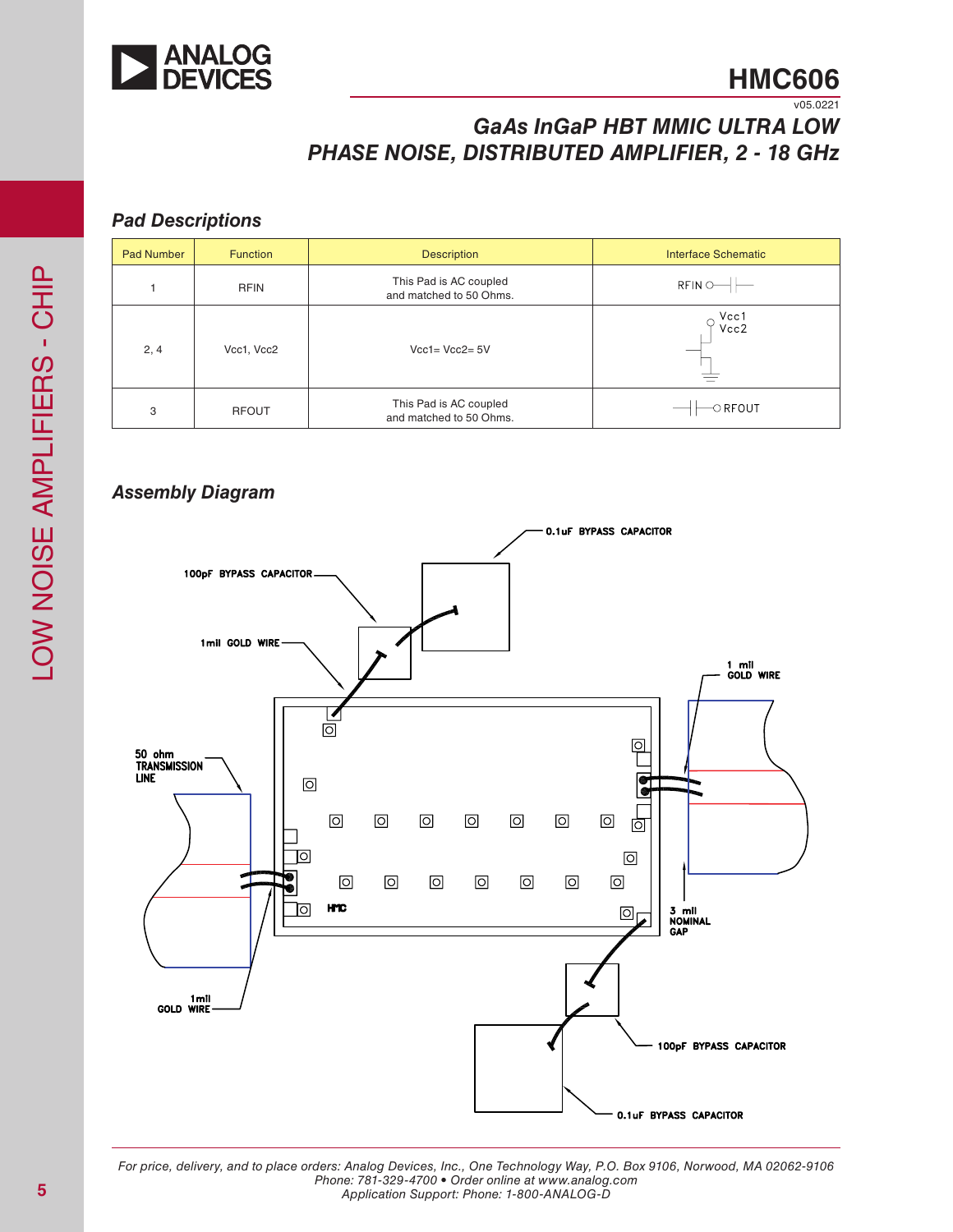# HMC606

v05.0221

## GaAs InGaP HBT MMIC ULTRA LOW PHASE NOISE, DISTRIBUTED AMPLIFIER, 2 - 18 GHz

### Pad Descriptions

| Pad Number | Function | Description | Interface Schematic |
|---|---|---|---|
| 1 | RFIN | This Pad is AC coupled and matched to 50 Ohms. | RFIN |
| 2, 4 | Vcc1, Vcc2 | Vcc1= Vcc2= 5V | Vcc1 Vcc2 |
| 3 | RFOUT | This Pad is AC coupled and matched to 50 Ohms. | RFOUT |

### Assembly Diagram

0.1uF BYPASS CAPACITOR

100pF BYPASS CAPACITOR

1mil GOLD WIRE

1 mil GOLD WIRE

50 ohm TRANSMISSION LINE

HMC

3 mil NOMINAL GAP

1mil GOLD WIRE

100pF BYPASS CAPACITOR

0.1uF BYPASS CAPACITOR

For price, delivery, and to place orders: Analog Devices, Inc., One Technology Way, P.O. Box 9106, Norwood, MA 02062-9106
Phone: 781-329-4700 • Order online at www.analog.com
Application Support: Phone: 1-800-ANALOG-D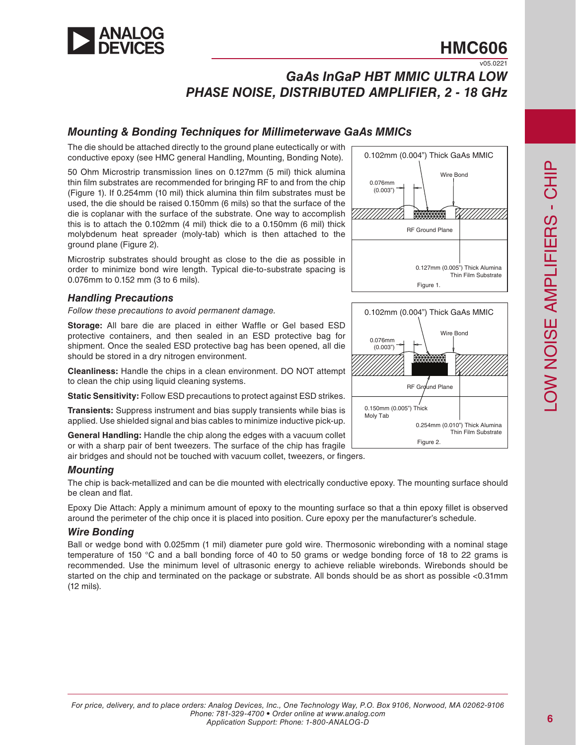# HMC606

v05.0221

## GaAs InGaP HBT MMIC ULTRA LOW PHASE NOISE, DISTRIBUTED AMPLIFIER, 2 - 18 GHz

### Mounting & Bonding Techniques for Millimeterwave GaAs MMICs

The die should be attached directly to the ground plane eutectically or with conductive epoxy (see HMC general Handling, Mounting, Bonding Note).

50 Ohm Microstrip transmission lines on 0.127mm (5 mil) thick alumina thin film substrates are recommended for bringing RF to and from the chip (Figure 1). If 0.254mm (10 mil) thick alumina thin film substrates must be used, the die should be raised 0.150mm (6 mils) so that the surface of the die is coplanar with the surface of the substrate. One way to accomplish this is to attach the 0.102mm (4 mil) thick die to a 0.150mm (6 mil) thick molybdenum heat spreader (moly-tab) which is then attached to the ground plane (Figure 2).

Microstrip substrates should brought as close to the die as possible in order to minimize bond wire length. Typical die-to-substrate spacing is 0.076mm to 0.152 mm (3 to 6 mils).

0.102mm (0.004") Thick GaAs MMIC
Wire Bond
0.076mm
(0.003")
RF Ground Plane
0.127mm (0.005") Thick Alumina
Thin Film Substrate

Figure 1.

0.102mm (0.004") Thick GaAs MMIC
Wire Bond
0.076mm
(0.003")
RF Ground Plane
0.150mm (0.005") Thick
Moly Tab
0.254mm (0.010") Thick Alumina
Thin Film Substrate

Figure 2.

### Handling Precautions

*Follow these precautions to avoid permanent damage.*

**Storage:** All bare die are placed in either Waffle or Gel based ESD protective containers, and then sealed in an ESD protective bag for shipment. Once the sealed ESD protective bag has been opened, all die should be stored in a dry nitrogen environment.

**Cleanliness:** Handle the chips in a clean environment. DO NOT attempt to clean the chip using liquid cleaning systems.

**Static Sensitivity:** Follow ESD precautions to protect against ESD strikes.

**Transients:** Suppress instrument and bias supply transients while bias is applied. Use shielded signal and bias cables to minimize inductive pick-up.

**General Handling:** Handle the chip along the edges with a vacuum collet or with a sharp pair of bent tweezers. The surface of the chip has fragile air bridges and should not be touched with vacuum collet, tweezers, or fingers.

### Mounting

The chip is back-metallized and can be die mounted with electrically conductive epoxy. The mounting surface should be clean and flat.

Epoxy Die Attach: Apply a minimum amount of epoxy to the mounting surface so that a thin epoxy fillet is observed around the perimeter of the chip once it is placed into position. Cure epoxy per the manufacturer's schedule.

### Wire Bonding

Ball or wedge bond with 0.025mm (1 mil) diameter pure gold wire. Thermosonic wirebonding with a nominal stage temperature of 150 °C and a ball bonding force of 40 to 50 grams or wedge bonding force of 18 to 22 grams is recommended. Use the minimum level of ultrasonic energy to achieve reliable wirebonds. Wirebonds should be started on the chip and terminated on the package or substrate. All bonds should be as short as possible <0.31mm (12 mils).